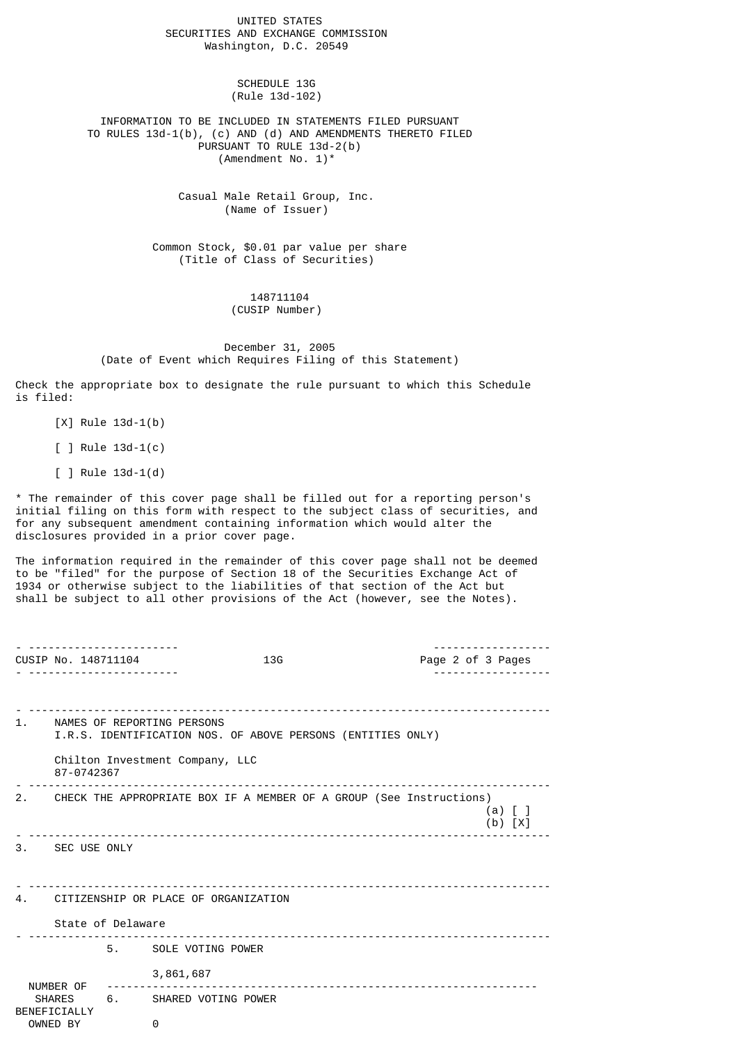UNITED STATES
SECURITIES AND EXCHANGE COMMISSION
Washington, D.C. 20549

# SCHEDULE 13G
(Rule 13d-102)

INFORMATION TO BE INCLUDED IN STATEMENTS FILED PURSUANT TO RULES 13d-1(b), (c) AND (d) AND AMENDMENTS THERETO FILED PURSUANT TO RULE 13d-2(b)
(Amendment No. 1)*

Casual Male Retail Group, Inc.
(Name of Issuer)

Common Stock, $0.01 par value per share
(Title of Class of Securities)

148711104
(CUSIP Number)

December 31, 2005
(Date of Event which Requires Filing of this Statement)

Check the appropriate box to designate the rule pursuant to which this Schedule is filed:

[X] Rule 13d-1(b)

[ ] Rule 13d-1(c)

[ ] Rule 13d-1(d)

* The remainder of this cover page shall be filled out for a reporting person's initial filing on this form with respect to the subject class of securities, and for any subsequent amendment containing information which would alter the disclosures provided in a prior cover page.

The information required in the remainder of this cover page shall not be deemed to be "filed" for the purpose of Section 18 of the Securities Exchange Act of 1934 or otherwise subject to the liabilities of that section of the Act but shall be subject to all other provisions of the Act (however, see the Notes).

CUSIP No. 148711104 — 13G

1. NAMES OF REPORTING PERSONS
   I.R.S. IDENTIFICATION NOS. OF ABOVE PERSONS (ENTITIES ONLY)

   Chilton Investment Company, LLC
   87-0742367

2. CHECK THE APPROPRIATE BOX IF A MEMBER OF A GROUP (See Instructions)
   (a) [ ]
   (b) [X]

3. SEC USE ONLY

4. CITIZENSHIP OR PLACE OF ORGANIZATION

   State of Delaware

| NUMBER OF SHARES BENEFICIALLY OWNED BY | | |
|---|---|---|
| | 5. SOLE VOTING POWER | 3,861,687 |
| | 6. SHARED VOTING POWER | 0 |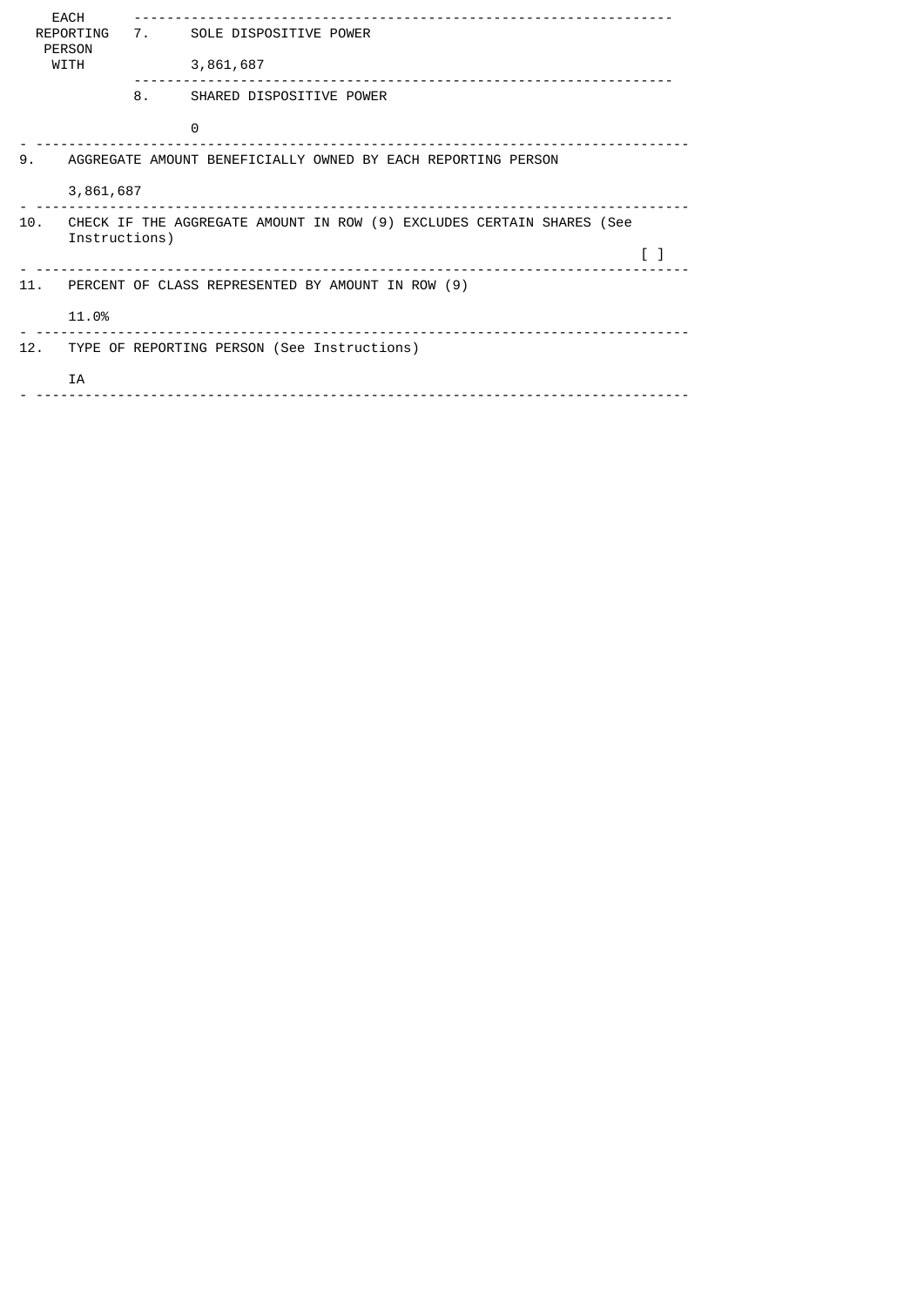| EACH REPORTING PERSON WITH | 7. | SOLE DISPOSITIVE POWER<br><br>3,861,687 |
|---|---|---|
| | 8. | SHARED DISPOSITIVE POWER<br><br>0 |

| | |
|---|---|
| 9. | AGGREGATE AMOUNT BENEFICIALLY OWNED BY EACH REPORTING PERSON<br><br>3,861,687 |
| 10. | CHECK IF THE AGGREGATE AMOUNT IN ROW (9) EXCLUDES CERTAIN SHARES (See Instructions)<br><br>[ ] |
| 11. | PERCENT OF CLASS REPRESENTED BY AMOUNT IN ROW (9)<br><br>11.0% |
| 12. | TYPE OF REPORTING PERSON (See Instructions)<br><br>IA |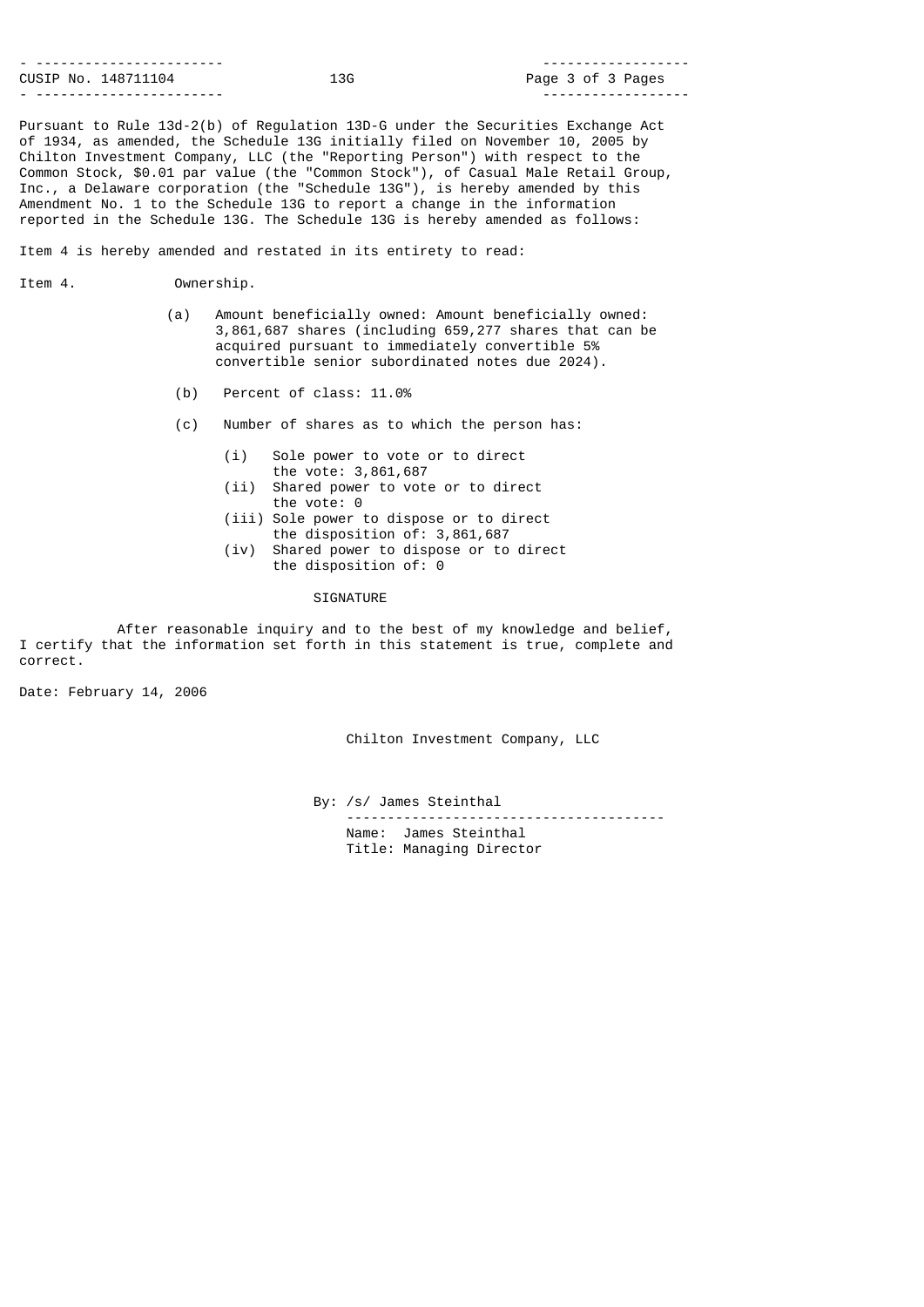CUSIP No. 148711104 13G

Pursuant to Rule 13d-2(b) of Regulation 13D-G under the Securities Exchange Act of 1934, as amended, the Schedule 13G initially filed on November 10, 2005 by Chilton Investment Company, LLC (the "Reporting Person") with respect to the Common Stock, $0.01 par value (the "Common Stock"), of Casual Male Retail Group, Inc., a Delaware corporation (the "Schedule 13G"), is hereby amended by this Amendment No. 1 to the Schedule 13G to report a change in the information reported in the Schedule 13G. The Schedule 13G is hereby amended as follows:

Item 4 is hereby amended and restated in its entirety to read:

Item 4. Ownership.

(a) Amount beneficially owned: Amount beneficially owned: 3,861,687 shares (including 659,277 shares that can be acquired pursuant to immediately convertible 5% convertible senior subordinated notes due 2024).

(b) Percent of class: 11.0%

(c) Number of shares as to which the person has:

(i) Sole power to vote or to direct the vote: 3,861,687

(ii) Shared power to vote or to direct the vote: 0

(iii) Sole power to dispose or to direct the disposition of: 3,861,687

(iv) Shared power to dispose or to direct the disposition of: 0

SIGNATURE

After reasonable inquiry and to the best of my knowledge and belief, I certify that the information set forth in this statement is true, complete and correct.

Date: February 14, 2006

Chilton Investment Company, LLC

By: /s/ James Steinthal

Name: James Steinthal

Title: Managing Director